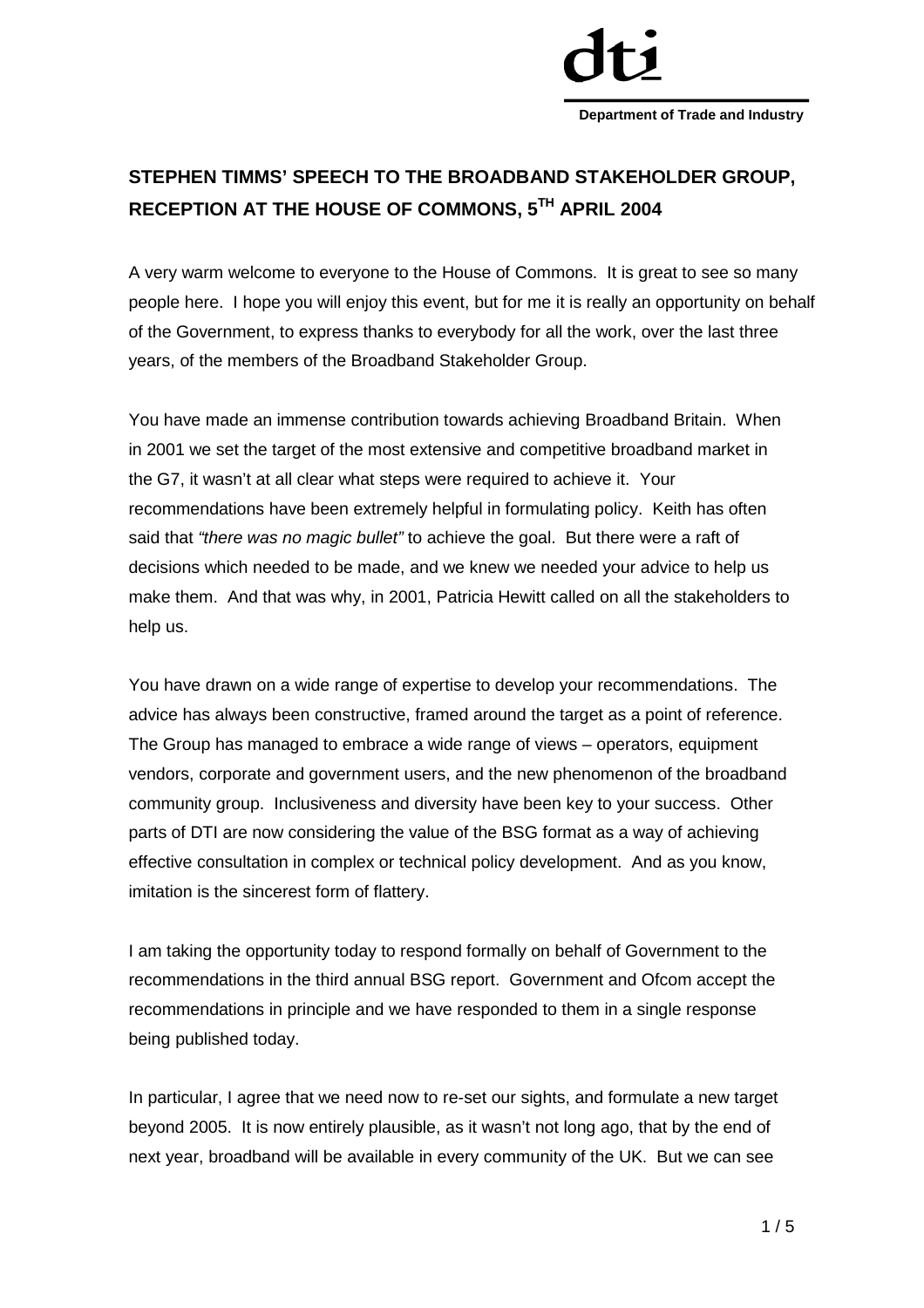dti

**Department of Trade and Industry**

# STEPHEN TIMMS' SPEECH TO THE BROADBAND STAKEHOLDER GROUP, RECEPTION AT THE HOUSE OF COMMONS, 5TH APRIL 2004

A very warm welcome to everyone to the House of Commons. It is great to see so many people here. I hope you will enjoy this event, but for me it is really an opportunity on behalf of the Government, to express thanks to everybody for all the work, over the last three years, of the members of the Broadband Stakeholder Group.

You have made an immense contribution towards achieving Broadband Britain. When in 2001 we set the target of the most extensive and competitive broadband market in the G7, it wasn't at all clear what steps were required to achieve it. Your recommendations have been extremely helpful in formulating policy. Keith has often said that *"there was no magic bullet"* to achieve the goal. But there were a raft of decisions which needed to be made, and we knew we needed your advice to help us make them. And that was why, in 2001, Patricia Hewitt called on all the stakeholders to help us.

You have drawn on a wide range of expertise to develop your recommendations. The advice has always been constructive, framed around the target as a point of reference. The Group has managed to embrace a wide range of views – operators, equipment vendors, corporate and government users, and the new phenomenon of the broadband community group. Inclusiveness and diversity have been key to your success. Other parts of DTI are now considering the value of the BSG format as a way of achieving effective consultation in complex or technical policy development. And as you know, imitation is the sincerest form of flattery.

I am taking the opportunity today to respond formally on behalf of Government to the recommendations in the third annual BSG report. Government and Ofcom accept the recommendations in principle and we have responded to them in a single response being published today.

In particular, I agree that we need now to re-set our sights, and formulate a new target beyond 2005. It is now entirely plausible, as it wasn't not long ago, that by the end of next year, broadband will be available in every community of the UK. But we can see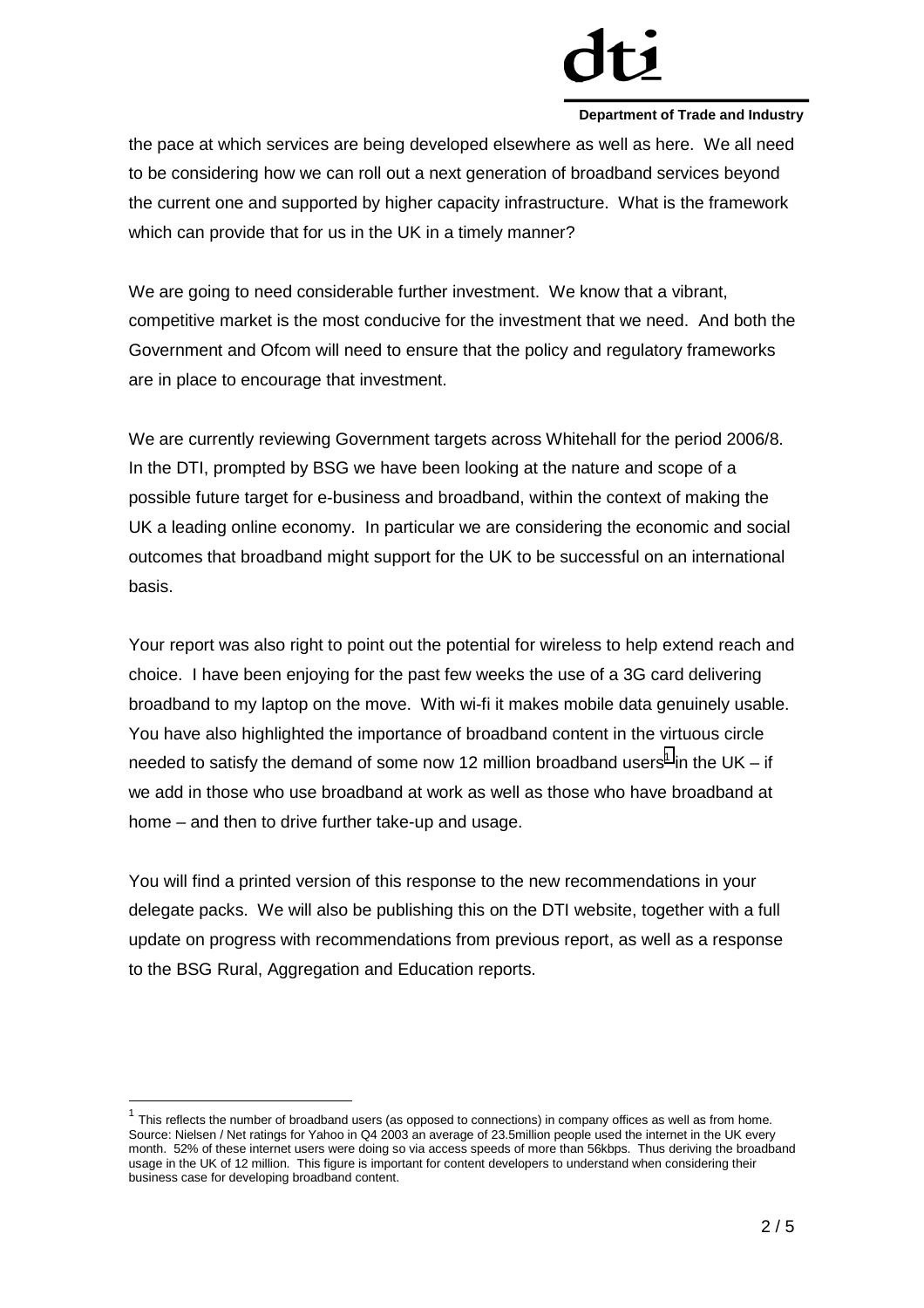the pace at which services are being developed elsewhere as well as here. We all need to be considering how we can roll out a next generation of broadband services beyond the current one and supported by higher capacity infrastructure. What is the framework which can provide that for us in the UK in a timely manner?

We are going to need considerable further investment. We know that a vibrant, competitive market is the most conducive for the investment that we need. And both the Government and Ofcom will need to ensure that the policy and regulatory frameworks are in place to encourage that investment.

We are currently reviewing Government targets across Whitehall for the period 2006/8. In the DTI, prompted by BSG we have been looking at the nature and scope of a possible future target for e-business and broadband, within the context of making the UK a leading online economy. In particular we are considering the economic and social outcomes that broadband might support for the UK to be successful on an international basis.

Your report was also right to point out the potential for wireless to help extend reach and choice. I have been enjoying for the past few weeks the use of a 3G card delivering broadband to my laptop on the move. With wi-fi it makes mobile data genuinely usable. You have also highlighted the importance of broadband content in the virtuous circle needed to satisfy the demand of some now 12 million broadband users[1] in the UK – if we add in those who use broadband at work as well as those who have broadband at home – and then to drive further take-up and usage.

You will find a printed version of this response to the new recommendations in your delegate packs. We will also be publishing this on the DTI website, together with a full update on progress with recommendations from previous report, as well as a response to the BSG Rural, Aggregation and Education reports.

---

[1] This reflects the number of broadband users (as opposed to connections) in company offices as well as from home. Source: Nielsen / Net ratings for Yahoo in Q4 2003 an average of 23.5million people used the internet in the UK every month. 52% of these internet users were doing so via access speeds of more than 56kbps. Thus deriving the broadband usage in the UK of 12 million. This figure is important for content developers to understand when considering their business case for developing broadband content.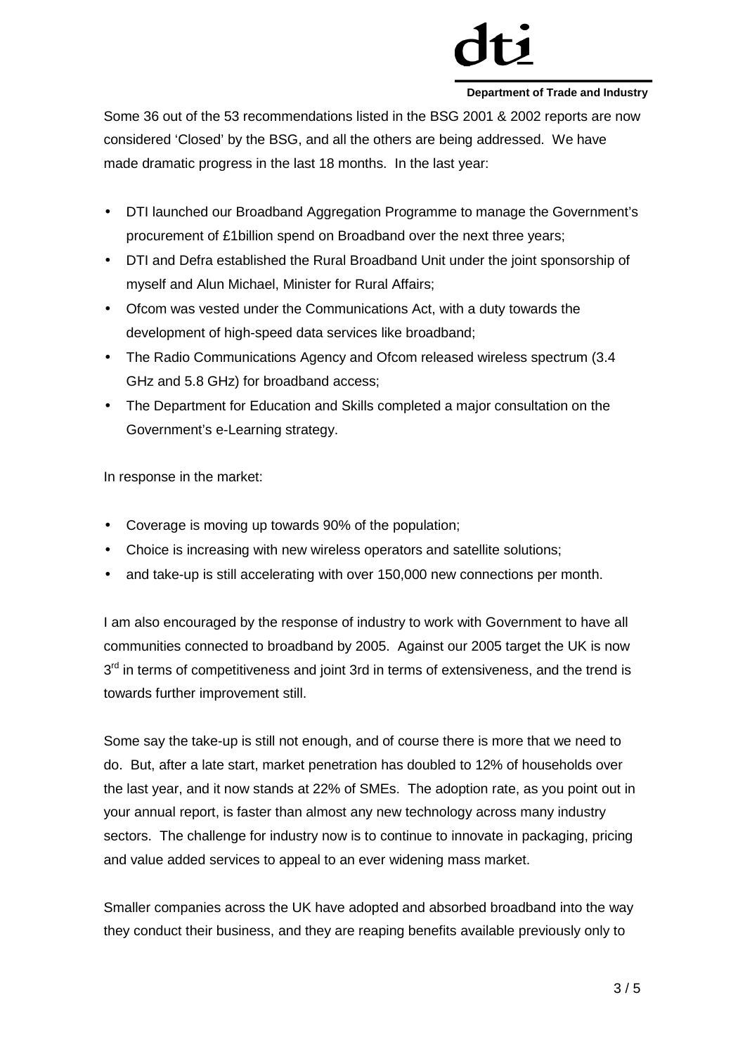Some 36 out of the 53 recommendations listed in the BSG 2001 & 2002 reports are now considered 'Closed' by the BSG, and all the others are being addressed. We have made dramatic progress in the last 18 months. In the last year:

- DTI launched our Broadband Aggregation Programme to manage the Government's procurement of £1billion spend on Broadband over the next three years;
- DTI and Defra established the Rural Broadband Unit under the joint sponsorship of myself and Alun Michael, Minister for Rural Affairs;
- Ofcom was vested under the Communications Act, with a duty towards the development of high-speed data services like broadband;
- The Radio Communications Agency and Ofcom released wireless spectrum (3.4 GHz and 5.8 GHz) for broadband access;
- The Department for Education and Skills completed a major consultation on the Government's e-Learning strategy.

In response in the market:

- Coverage is moving up towards 90% of the population;
- Choice is increasing with new wireless operators and satellite solutions;
- and take-up is still accelerating with over 150,000 new connections per month.

I am also encouraged by the response of industry to work with Government to have all communities connected to broadband by 2005. Against our 2005 target the UK is now 3rd in terms of competitiveness and joint 3rd in terms of extensiveness, and the trend is towards further improvement still.

Some say the take-up is still not enough, and of course there is more that we need to do. But, after a late start, market penetration has doubled to 12% of households over the last year, and it now stands at 22% of SMEs. The adoption rate, as you point out in your annual report, is faster than almost any new technology across many industry sectors. The challenge for industry now is to continue to innovate in packaging, pricing and value added services to appeal to an ever widening mass market.

Smaller companies across the UK have adopted and absorbed broadband into the way they conduct their business, and they are reaping benefits available previously only to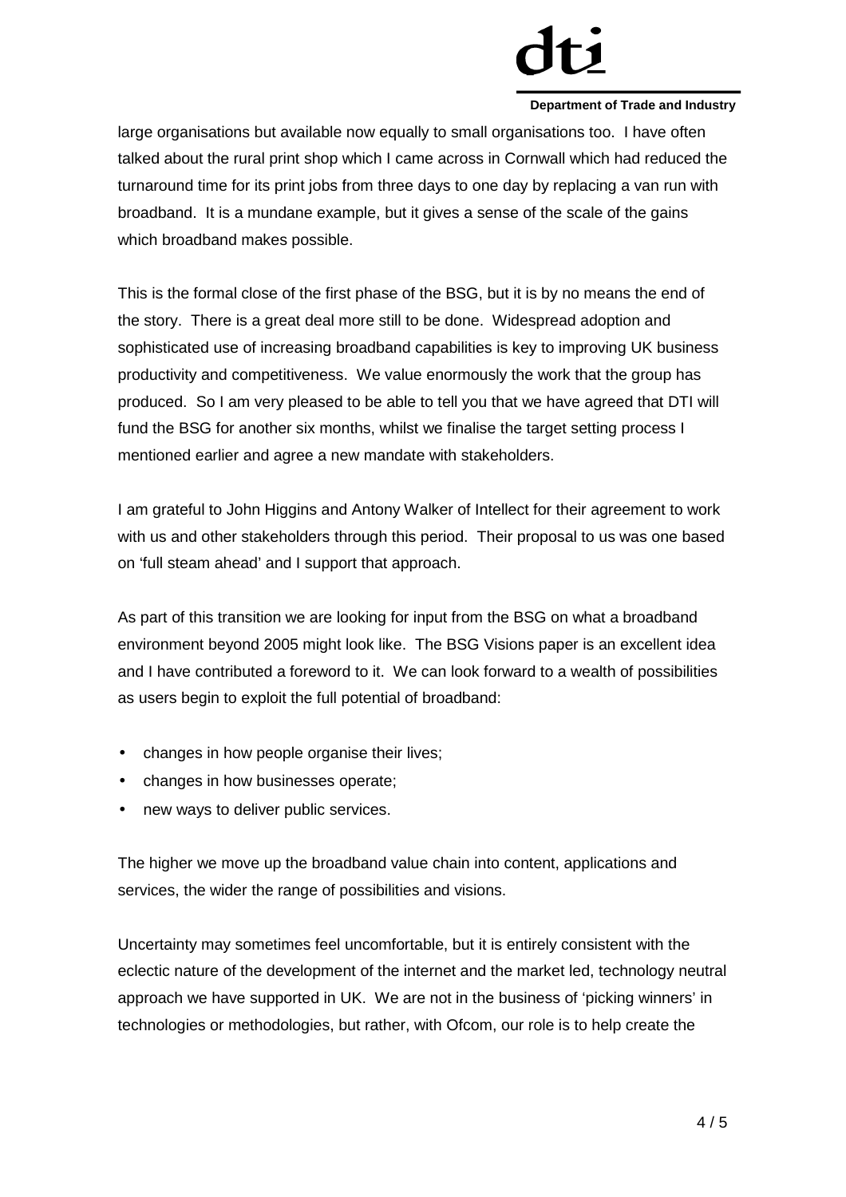large organisations but available now equally to small organisations too. I have often talked about the rural print shop which I came across in Cornwall which had reduced the turnaround time for its print jobs from three days to one day by replacing a van run with broadband. It is a mundane example, but it gives a sense of the scale of the gains which broadband makes possible.

This is the formal close of the first phase of the BSG, but it is by no means the end of the story. There is a great deal more still to be done. Widespread adoption and sophisticated use of increasing broadband capabilities is key to improving UK business productivity and competitiveness. We value enormously the work that the group has produced. So I am very pleased to be able to tell you that we have agreed that DTI will fund the BSG for another six months, whilst we finalise the target setting process I mentioned earlier and agree a new mandate with stakeholders.

I am grateful to John Higgins and Antony Walker of Intellect for their agreement to work with us and other stakeholders through this period. Their proposal to us was one based on 'full steam ahead' and I support that approach.

As part of this transition we are looking for input from the BSG on what a broadband environment beyond 2005 might look like. The BSG Visions paper is an excellent idea and I have contributed a foreword to it. We can look forward to a wealth of possibilities as users begin to exploit the full potential of broadband:

- changes in how people organise their lives;
- changes in how businesses operate;
- new ways to deliver public services.

The higher we move up the broadband value chain into content, applications and services, the wider the range of possibilities and visions.

Uncertainty may sometimes feel uncomfortable, but it is entirely consistent with the eclectic nature of the development of the internet and the market led, technology neutral approach we have supported in UK. We are not in the business of 'picking winners' in technologies or methodologies, but rather, with Ofcom, our role is to help create the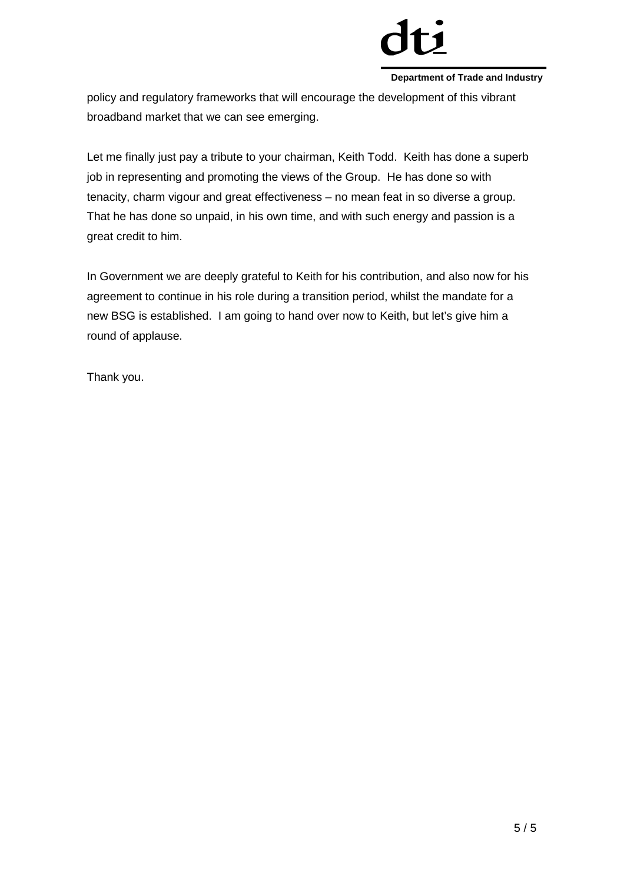policy and regulatory frameworks that will encourage the development of this vibrant broadband market that we can see emerging.

Let me finally just pay a tribute to your chairman, Keith Todd. Keith has done a superb job in representing and promoting the views of the Group. He has done so with tenacity, charm vigour and great effectiveness – no mean feat in so diverse a group. That he has done so unpaid, in his own time, and with such energy and passion is a great credit to him.

In Government we are deeply grateful to Keith for his contribution, and also now for his agreement to continue in his role during a transition period, whilst the mandate for a new BSG is established. I am going to hand over now to Keith, but let's give him a round of applause.

Thank you.